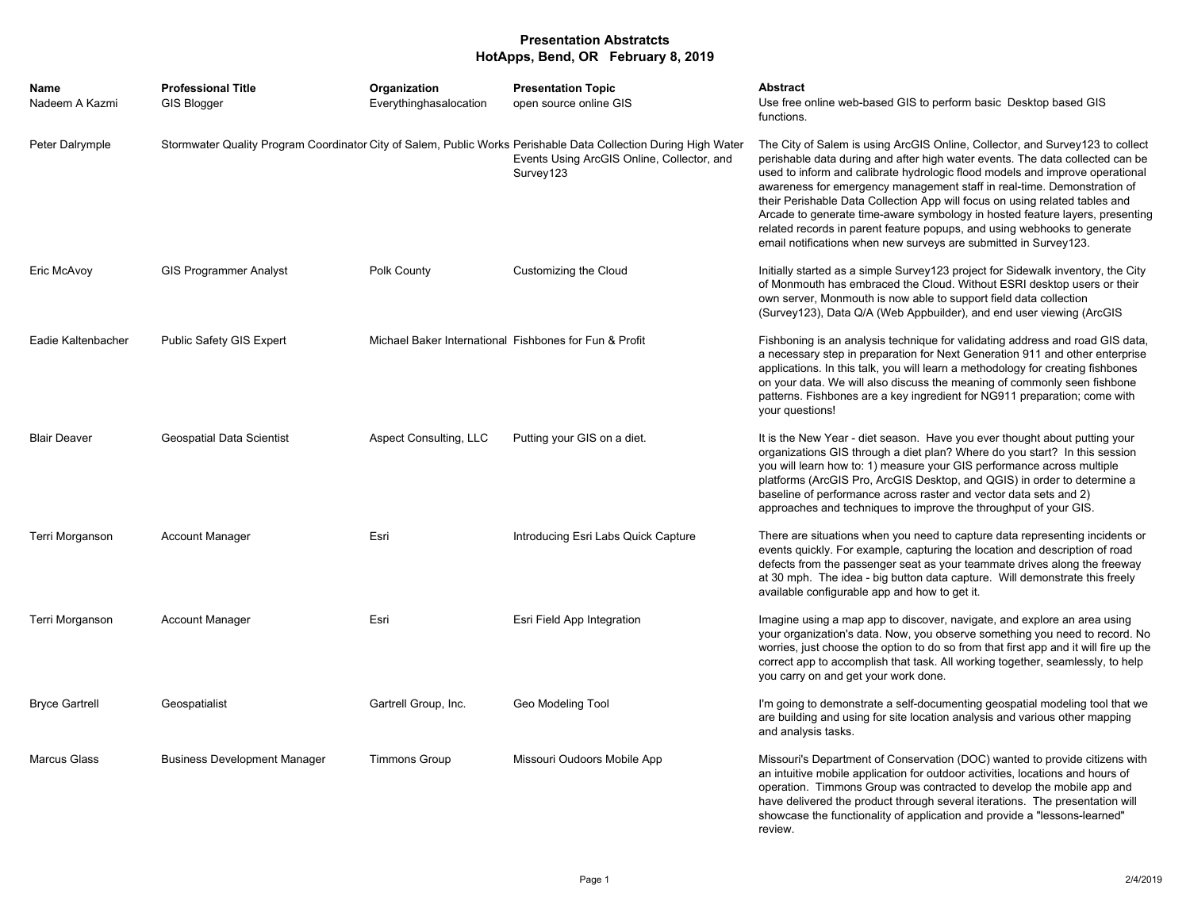# Presentation Abstratcts
## HotApps, Bend, OR February 8, 2019

| Name | Professional Title | Organization | Presentation Topic | Abstract |
|---|---|---|---|---|
| Nadeem A Kazmi | GIS Blogger | Everythinghasalocation | open source online GIS | Use free online web-based GIS to perform basic Desktop based GIS functions. |
| Peter Dalrymple | Stormwater Quality Program Coordinator | City of Salem, Public Works | Perishable Data Collection During High Water Events Using ArcGIS Online, Collector, and Survey123 | The City of Salem is using ArcGIS Online, Collector, and Survey123 to collect perishable data during and after high water events. The data collected can be used to inform and calibrate hydrologic flood models and improve operational awareness for emergency management staff in real-time. Demonstration of their Perishable Data Collection App will focus on using related tables and Arcade to generate time-aware symbology in hosted feature layers, presenting related records in parent feature popups, and using webhooks to generate email notifications when new surveys are submitted in Survey123. |
| Eric McAvoy | GIS Programmer Analyst | Polk County | Customizing the Cloud | Initially started as a simple Survey123 project for Sidewalk inventory, the City of Monmouth has embraced the Cloud. Without ESRI desktop users or their own server, Monmouth is now able to support field data collection (Survey123), Data Q/A (Web Appbuilder), and end user viewing (ArcGIS |
| Eadie Kaltenbacher | Public Safety GIS Expert | Michael Baker International | Fishbones for Fun & Profit | Fishboning is an analysis technique for validating address and road GIS data, a necessary step in preparation for Next Generation 911 and other enterprise applications. In this talk, you will learn a methodology for creating fishbones on your data. We will also discuss the meaning of commonly seen fishbone patterns. Fishbones are a key ingredient for NG911 preparation; come with your questions! |
| Blair Deaver | Geospatial Data Scientist | Aspect Consulting, LLC | Putting your GIS on a diet. | It is the New Year - diet season. Have you ever thought about putting your organizations GIS through a diet plan? Where do you start? In this session you will learn how to: 1) measure your GIS performance across multiple platforms (ArcGIS Pro, ArcGIS Desktop, and QGIS) in order to determine a baseline of performance across raster and vector data sets and 2) approaches and techniques to improve the throughput of your GIS. |
| Terri Morganson | Account Manager | Esri | Introducing Esri Labs Quick Capture | There are situations when you need to capture data representing incidents or events quickly. For example, capturing the location and description of road defects from the passenger seat as your teammate drives along the freeway at 30 mph. The idea - big button data capture. Will demonstrate this freely available configurable app and how to get it. |
| Terri Morganson | Account Manager | Esri | Esri Field App Integration | Imagine using a map app to discover, navigate, and explore an area using your organization's data. Now, you observe something you need to record. No worries, just choose the option to do so from that first app and it will fire up the correct app to accomplish that task. All working together, seamlessly, to help you carry on and get your work done. |
| Bryce Gartrell | Geospatialist | Gartrell Group, Inc. | Geo Modeling Tool | I'm going to demonstrate a self-documenting geospatial modeling tool that we are building and using for site location analysis and various other mapping and analysis tasks. |
| Marcus Glass | Business Development Manager | Timmons Group | Missouri Oudoors Mobile App | Missouri's Department of Conservation (DOC) wanted to provide citizens with an intuitive mobile application for outdoor activities, locations and hours of operation. Timmons Group was contracted to develop the mobile app and have delivered the product through several iterations. The presentation will showcase the functionality of application and provide a "lessons-learned" review. |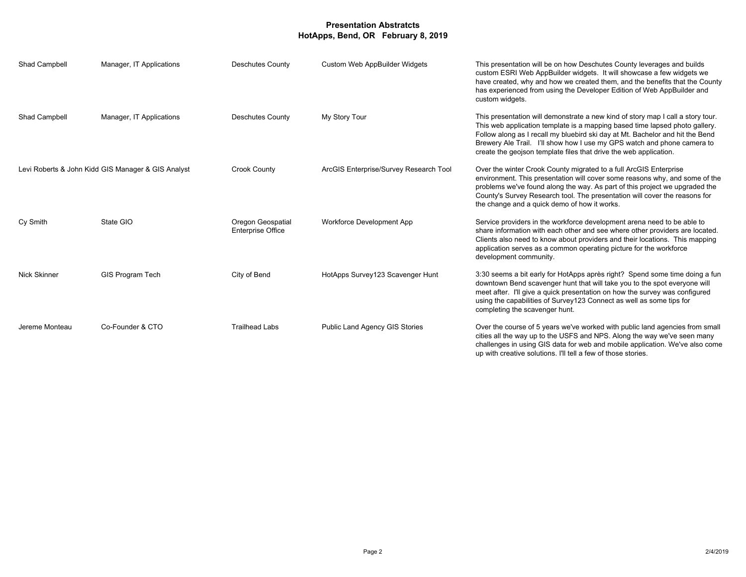**Presentation Abstratcts**
**HotApps, Bend, OR February 8, 2019**

| | | | | |
|---|---|---|---|---|
| Shad Campbell | Manager, IT Applications | Deschutes County | Custom Web AppBuilder Widgets | This presentation will be on how Deschutes County leverages and builds custom ESRI Web AppBuilder widgets. It will showcase a few widgets we have created, why and how we created them, and the benefits that the County has experienced from using the Developer Edition of Web AppBuilder and custom widgets. |
| Shad Campbell | Manager, IT Applications | Deschutes County | My Story Tour | This presentation will demonstrate a new kind of story map I call a story tour. This web application template is a mapping based time lapsed photo gallery. Follow along as I recall my bluebird ski day at Mt. Bachelor and hit the Bend Brewery Ale Trail. I'll show how I use my GPS watch and phone camera to create the geojson template files that drive the web application. |
| Levi Roberts & John Kidd | GIS Manager & GIS Analyst | Crook County | ArcGIS Enterprise/Survey Research Tool | Over the winter Crook County migrated to a full ArcGIS Enterprise environment. This presentation will cover some reasons why, and some of the problems we've found along the way. As part of this project we upgraded the County's Survey Research tool. The presentation will cover the reasons for the change and a quick demo of how it works. |
| Cy Smith | State GIO | Oregon Geospatial Enterprise Office | Workforce Development App | Service providers in the workforce development arena need to be able to share information with each other and see where other providers are located. Clients also need to know about providers and their locations. This mapping application serves as a common operating picture for the workforce development community. |
| Nick Skinner | GIS Program Tech | City of Bend | HotApps Survey123 Scavenger Hunt | 3:30 seems a bit early for HotApps après right? Spend some time doing a fun downtown Bend scavenger hunt that will take you to the spot everyone will meet after. I'll give a quick presentation on how the survey was configured using the capabilities of Survey123 Connect as well as some tips for completing the scavenger hunt. |
| Jereme Monteau | Co-Founder & CTO | Trailhead Labs | Public Land Agency GIS Stories | Over the course of 5 years we've worked with public land agencies from small cities all the way up to the USFS and NPS. Along the way we've seen many challenges in using GIS data for web and mobile application. We've also come up with creative solutions. I'll tell a few of those stories. |